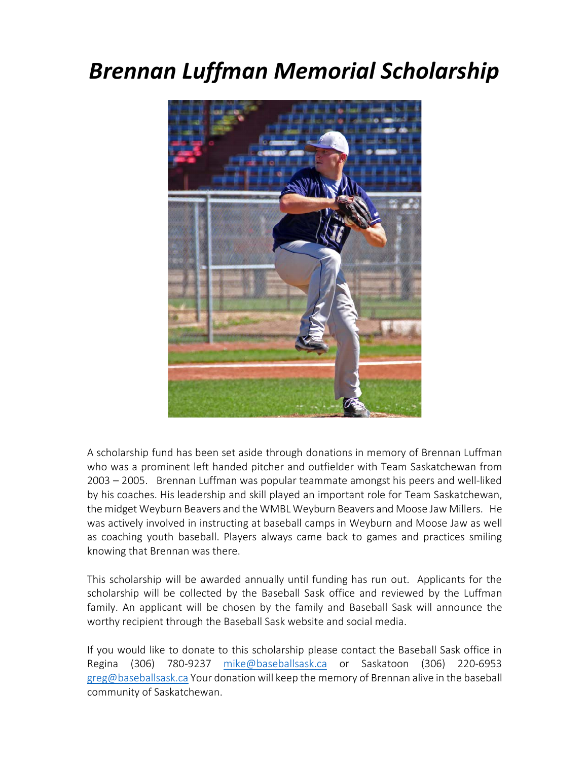# *Brennan Luffman Memorial Scholarship*

A scholarship fund has been set aside through donations in memory of Brennan Luffman who was a prominent left handed pitcher and outfielder with Team Saskatchewan from 2003 – 2005. Brennan Luffman was popular teammate amongst his peers and well-liked by his coaches. His leadership and skill played an important role for Team Saskatchewan, the midget Weyburn Beavers and the WMBL Weyburn Beavers and Moose Jaw Millers. He was actively involved in instructing at baseball camps in Weyburn and Moose Jaw as well as coaching youth baseball. Players always came back to games and practices smiling knowing that Brennan was there.

This scholarship will be awarded annually until funding has run out. Applicants for the scholarship will be collected by the Baseball Sask office and reviewed by the Luffman family. An applicant will be chosen by the family and Baseball Sask will announce the worthy recipient through the Baseball Sask website and social media.

If you would like to donate to this scholarship please contact the Baseball Sask office in Regina (306) 780-9237 mike@baseballsask.ca or Saskatoon (306) 220-6953 greg@baseballsask.ca Your donation will keep the memory of Brennan alive in the baseball community of Saskatchewan.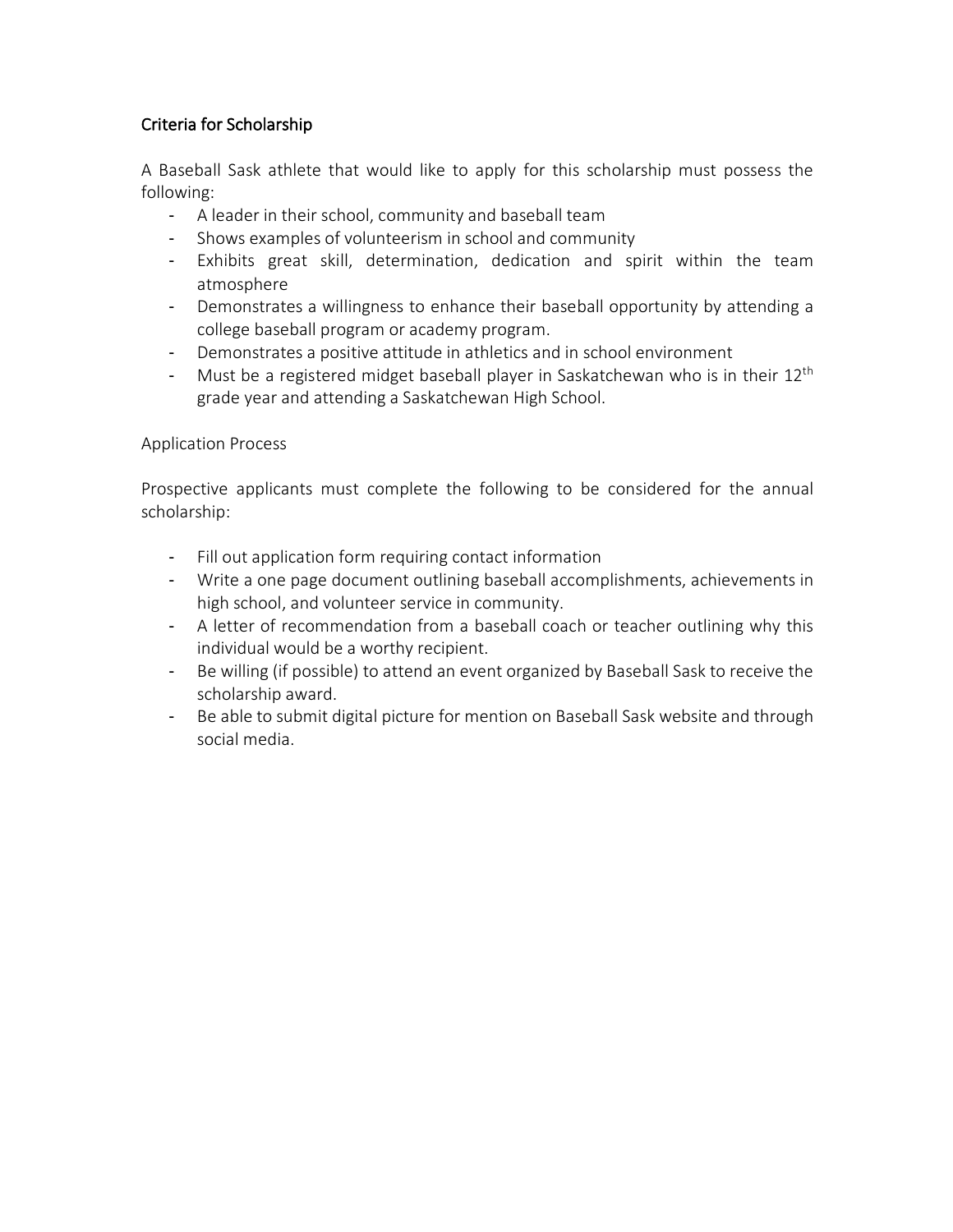## Criteria for Scholarship

A Baseball Sask athlete that would like to apply for this scholarship must possess the following:

- A leader in their school, community and baseball team
- Shows examples of volunteerism in school and community
- Exhibits great skill, determination, dedication and spirit within the team atmosphere
- Demonstrates a willingness to enhance their baseball opportunity by attending a college baseball program or academy program.
- Demonstrates a positive attitude in athletics and in school environment
- Must be a registered midget baseball player in Saskatchewan who is in their 12th grade year and attending a Saskatchewan High School.

## Application Process

Prospective applicants must complete the following to be considered for the annual scholarship:

- Fill out application form requiring contact information
- Write a one page document outlining baseball accomplishments, achievements in high school, and volunteer service in community.
- A letter of recommendation from a baseball coach or teacher outlining why this individual would be a worthy recipient.
- Be willing (if possible) to attend an event organized by Baseball Sask to receive the scholarship award.
- Be able to submit digital picture for mention on Baseball Sask website and through social media.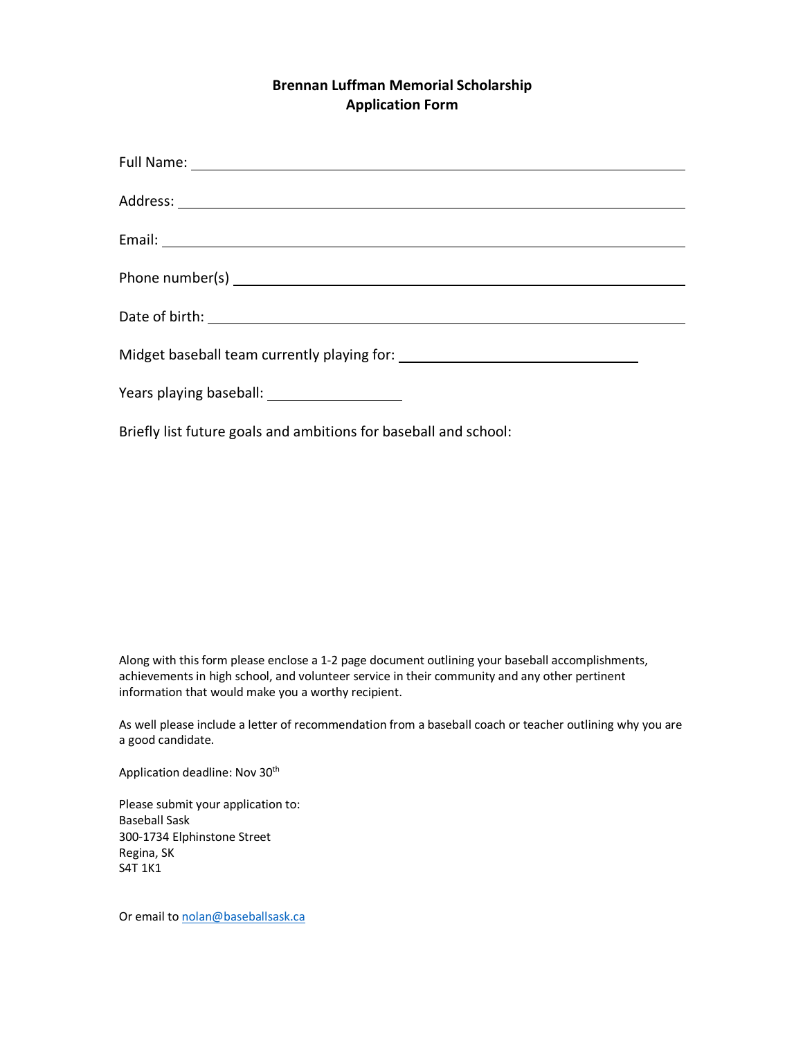# Brennan Luffman Memorial Scholarship
## Application Form

Full Name: ______________________________________________

Address: ______________________________________________

Email: ______________________________________________

Phone number(s) ______________________________________________

Date of birth: ______________________________________________

Midget baseball team currently playing for: ____________________________

Years playing baseball: ________________

Briefly list future goals and ambitions for baseball and school:

Along with this form please enclose a 1-2 page document outlining your baseball accomplishments, achievements in high school, and volunteer service in their community and any other pertinent information that would make you a worthy recipient.

As well please include a letter of recommendation from a baseball coach or teacher outlining why you are a good candidate.

Application deadline: Nov 30th

Please submit your application to:
Baseball Sask
300-1734 Elphinstone Street
Regina, SK
S4T 1K1

Or email to nolan@baseballsask.ca